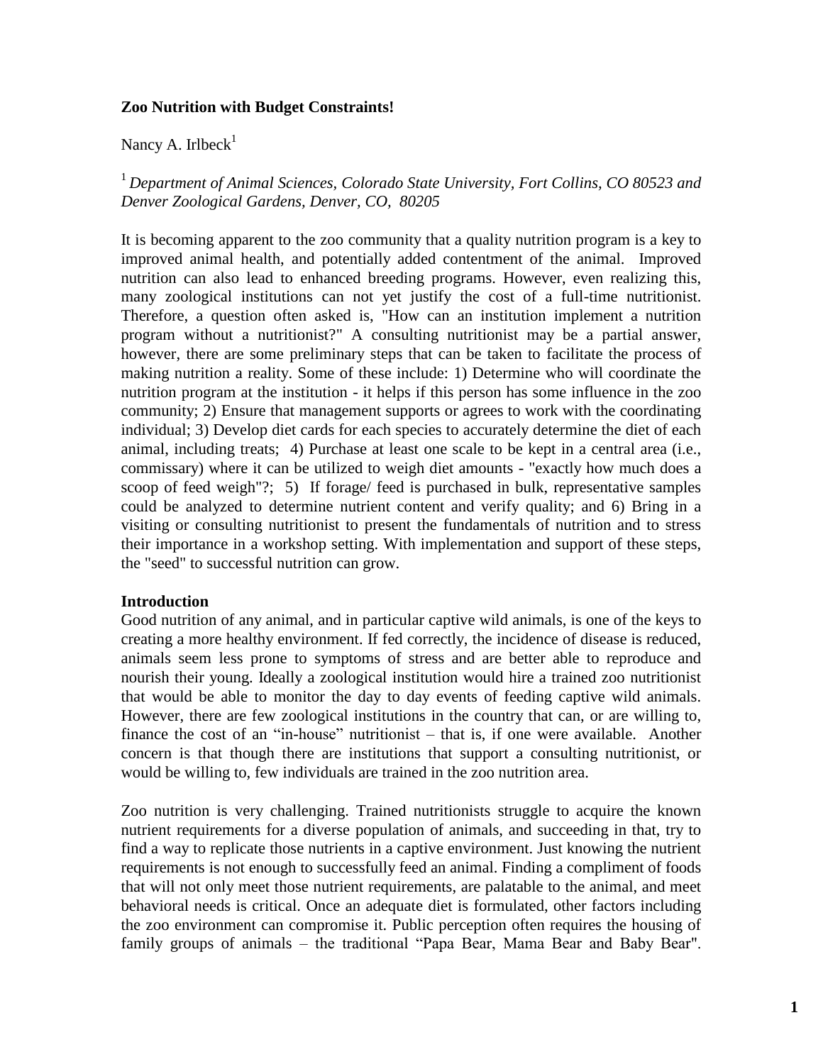**Zoo Nutrition with Budget Constraints!**

Nancy A. Irlbeck[1]

[1] *Department of Animal Sciences, Colorado State University, Fort Collins, CO 80523 and Denver Zoological Gardens, Denver, CO, 80205*

It is becoming apparent to the zoo community that a quality nutrition program is a key to improved animal health, and potentially added contentment of the animal. Improved nutrition can also lead to enhanced breeding programs. However, even realizing this, many zoological institutions can not yet justify the cost of a full-time nutritionist. Therefore, a question often asked is, "How can an institution implement a nutrition program without a nutritionist?" A consulting nutritionist may be a partial answer, however, there are some preliminary steps that can be taken to facilitate the process of making nutrition a reality. Some of these include: 1) Determine who will coordinate the nutrition program at the institution - it helps if this person has some influence in the zoo community; 2) Ensure that management supports or agrees to work with the coordinating individual; 3) Develop diet cards for each species to accurately determine the diet of each animal, including treats; 4) Purchase at least one scale to be kept in a central area (i.e., commissary) where it can be utilized to weigh diet amounts - "exactly how much does a scoop of feed weigh"?; 5) If forage/ feed is purchased in bulk, representative samples could be analyzed to determine nutrient content and verify quality; and 6) Bring in a visiting or consulting nutritionist to present the fundamentals of nutrition and to stress their importance in a workshop setting. With implementation and support of these steps, the "seed" to successful nutrition can grow.

## Introduction

Good nutrition of any animal, and in particular captive wild animals, is one of the keys to creating a more healthy environment. If fed correctly, the incidence of disease is reduced, animals seem less prone to symptoms of stress and are better able to reproduce and nourish their young. Ideally a zoological institution would hire a trained zoo nutritionist that would be able to monitor the day to day events of feeding captive wild animals. However, there are few zoological institutions in the country that can, or are willing to, finance the cost of an "in-house" nutritionist – that is, if one were available. Another concern is that though there are institutions that support a consulting nutritionist, or would be willing to, few individuals are trained in the zoo nutrition area.

Zoo nutrition is very challenging. Trained nutritionists struggle to acquire the known nutrient requirements for a diverse population of animals, and succeeding in that, try to find a way to replicate those nutrients in a captive environment. Just knowing the nutrient requirements is not enough to successfully feed an animal. Finding a compliment of foods that will not only meet those nutrient requirements, are palatable to the animal, and meet behavioral needs is critical. Once an adequate diet is formulated, other factors including the zoo environment can compromise it. Public perception often requires the housing of family groups of animals – the traditional "Papa Bear, Mama Bear and Baby Bear".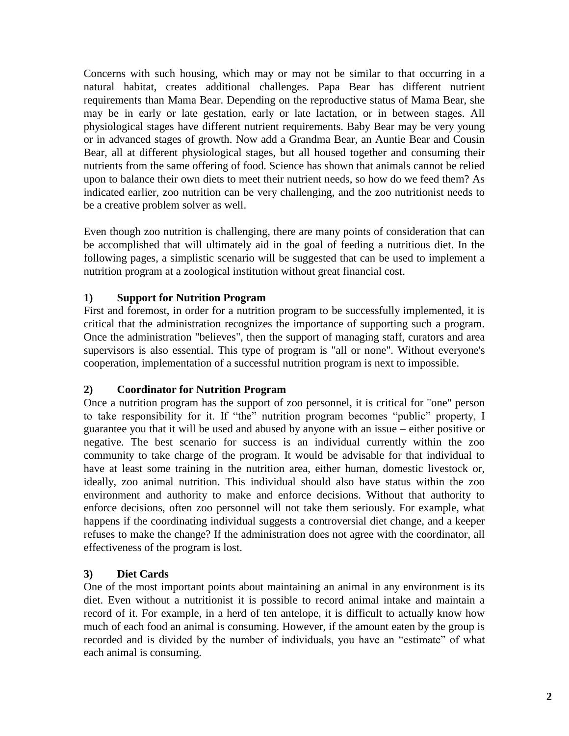Concerns with such housing, which may or may not be similar to that occurring in a natural habitat, creates additional challenges. Papa Bear has different nutrient requirements than Mama Bear. Depending on the reproductive status of Mama Bear, she may be in early or late gestation, early or late lactation, or in between stages. All physiological stages have different nutrient requirements. Baby Bear may be very young or in advanced stages of growth. Now add a Grandma Bear, an Auntie Bear and Cousin Bear, all at different physiological stages, but all housed together and consuming their nutrients from the same offering of food. Science has shown that animals cannot be relied upon to balance their own diets to meet their nutrient needs, so how do we feed them? As indicated earlier, zoo nutrition can be very challenging, and the zoo nutritionist needs to be a creative problem solver as well.

Even though zoo nutrition is challenging, there are many points of consideration that can be accomplished that will ultimately aid in the goal of feeding a nutritious diet. In the following pages, a simplistic scenario will be suggested that can be used to implement a nutrition program at a zoological institution without great financial cost.

### 1) Support for Nutrition Program

First and foremost, in order for a nutrition program to be successfully implemented, it is critical that the administration recognizes the importance of supporting such a program. Once the administration "believes", then the support of managing staff, curators and area supervisors is also essential. This type of program is "all or none". Without everyone's cooperation, implementation of a successful nutrition program is next to impossible.

### 2) Coordinator for Nutrition Program

Once a nutrition program has the support of zoo personnel, it is critical for "one" person to take responsibility for it. If "the" nutrition program becomes "public" property, I guarantee you that it will be used and abused by anyone with an issue – either positive or negative. The best scenario for success is an individual currently within the zoo community to take charge of the program. It would be advisable for that individual to have at least some training in the nutrition area, either human, domestic livestock or, ideally, zoo animal nutrition. This individual should also have status within the zoo environment and authority to make and enforce decisions. Without that authority to enforce decisions, often zoo personnel will not take them seriously. For example, what happens if the coordinating individual suggests a controversial diet change, and a keeper refuses to make the change? If the administration does not agree with the coordinator, all effectiveness of the program is lost.

### 3) Diet Cards

One of the most important points about maintaining an animal in any environment is its diet. Even without a nutritionist it is possible to record animal intake and maintain a record of it. For example, in a herd of ten antelope, it is difficult to actually know how much of each food an animal is consuming. However, if the amount eaten by the group is recorded and is divided by the number of individuals, you have an "estimate" of what each animal is consuming.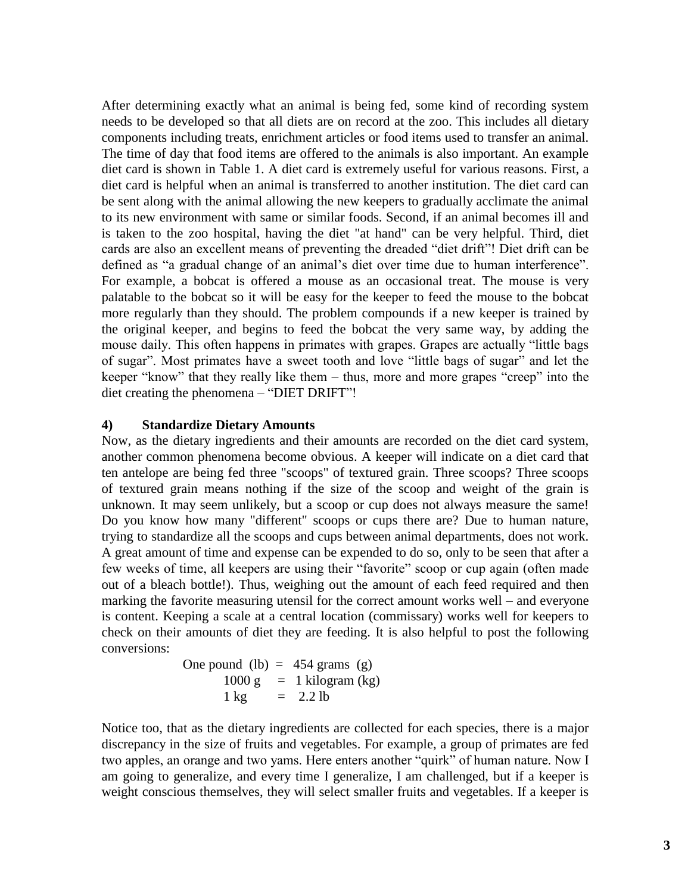After determining exactly what an animal is being fed, some kind of recording system needs to be developed so that all diets are on record at the zoo. This includes all dietary components including treats, enrichment articles or food items used to transfer an animal. The time of day that food items are offered to the animals is also important. An example diet card is shown in Table 1. A diet card is extremely useful for various reasons. First, a diet card is helpful when an animal is transferred to another institution. The diet card can be sent along with the animal allowing the new keepers to gradually acclimate the animal to its new environment with same or similar foods. Second, if an animal becomes ill and is taken to the zoo hospital, having the diet "at hand" can be very helpful. Third, diet cards are also an excellent means of preventing the dreaded "diet drift"! Diet drift can be defined as "a gradual change of an animal's diet over time due to human interference". For example, a bobcat is offered a mouse as an occasional treat. The mouse is very palatable to the bobcat so it will be easy for the keeper to feed the mouse to the bobcat more regularly than they should. The problem compounds if a new keeper is trained by the original keeper, and begins to feed the bobcat the very same way, by adding the mouse daily. This often happens in primates with grapes. Grapes are actually "little bags of sugar". Most primates have a sweet tooth and love "little bags of sugar" and let the keeper "know" that they really like them – thus, more and more grapes "creep" into the diet creating the phenomena – "DIET DRIFT"!

### 4) Standardize Dietary Amounts

Now, as the dietary ingredients and their amounts are recorded on the diet card system, another common phenomena become obvious. A keeper will indicate on a diet card that ten antelope are being fed three "scoops" of textured grain. Three scoops? Three scoops of textured grain means nothing if the size of the scoop and weight of the grain is unknown. It may seem unlikely, but a scoop or cup does not always measure the same! Do you know how many "different" scoops or cups there are? Due to human nature, trying to standardize all the scoops and cups between animal departments, does not work. A great amount of time and expense can be expended to do so, only to be seen that after a few weeks of time, all keepers are using their "favorite" scoop or cup again (often made out of a bleach bottle!). Thus, weighing out the amount of each feed required and then marking the favorite measuring utensil for the correct amount works well – and everyone is content. Keeping a scale at a central location (commissary) works well for keepers to check on their amounts of diet they are feeding. It is also helpful to post the following conversions:

One pound (lb) = 454 grams (g)
1000 g = 1 kilogram (kg)
1 kg = 2.2 lb

Notice too, that as the dietary ingredients are collected for each species, there is a major discrepancy in the size of fruits and vegetables. For example, a group of primates are fed two apples, an orange and two yams. Here enters another "quirk" of human nature. Now I am going to generalize, and every time I generalize, I am challenged, but if a keeper is weight conscious themselves, they will select smaller fruits and vegetables. If a keeper is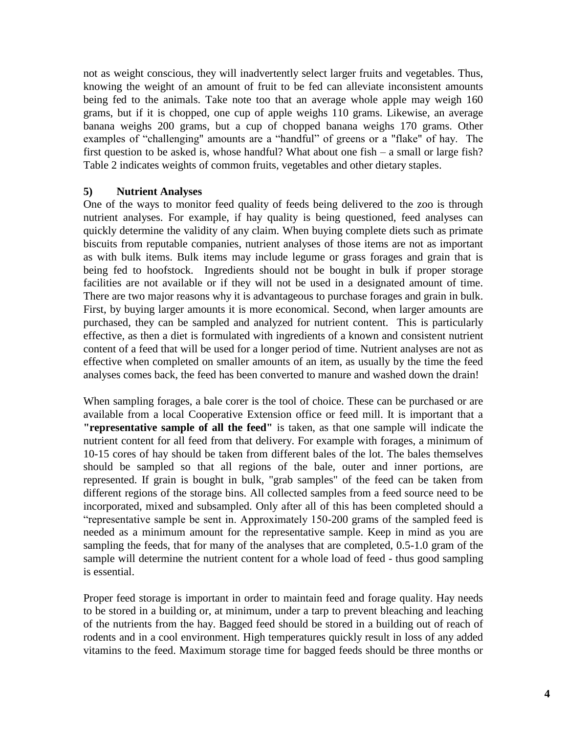not as weight conscious, they will inadvertently select larger fruits and vegetables. Thus, knowing the weight of an amount of fruit to be fed can alleviate inconsistent amounts being fed to the animals. Take note too that an average whole apple may weigh 160 grams, but if it is chopped, one cup of apple weighs 110 grams. Likewise, an average banana weighs 200 grams, but a cup of chopped banana weighs 170 grams. Other examples of "challenging" amounts are a "handful" of greens or a "flake" of hay. The first question to be asked is, whose handful? What about one fish – a small or large fish? Table 2 indicates weights of common fruits, vegetables and other dietary staples.

### 5) Nutrient Analyses

One of the ways to monitor feed quality of feeds being delivered to the zoo is through nutrient analyses. For example, if hay quality is being questioned, feed analyses can quickly determine the validity of any claim. When buying complete diets such as primate biscuits from reputable companies, nutrient analyses of those items are not as important as with bulk items. Bulk items may include legume or grass forages and grain that is being fed to hoofstock. Ingredients should not be bought in bulk if proper storage facilities are not available or if they will not be used in a designated amount of time. There are two major reasons why it is advantageous to purchase forages and grain in bulk. First, by buying larger amounts it is more economical. Second, when larger amounts are purchased, they can be sampled and analyzed for nutrient content. This is particularly effective, as then a diet is formulated with ingredients of a known and consistent nutrient content of a feed that will be used for a longer period of time. Nutrient analyses are not as effective when completed on smaller amounts of an item, as usually by the time the feed analyses comes back, the feed has been converted to manure and washed down the drain!

When sampling forages, a bale corer is the tool of choice. These can be purchased or are available from a local Cooperative Extension office or feed mill. It is important that a **"representative sample of all the feed"** is taken, as that one sample will indicate the nutrient content for all feed from that delivery. For example with forages, a minimum of 10-15 cores of hay should be taken from different bales of the lot. The bales themselves should be sampled so that all regions of the bale, outer and inner portions, are represented. If grain is bought in bulk, "grab samples" of the feed can be taken from different regions of the storage bins. All collected samples from a feed source need to be incorporated, mixed and subsampled. Only after all of this has been completed should a "representative sample be sent in. Approximately 150-200 grams of the sampled feed is needed as a minimum amount for the representative sample. Keep in mind as you are sampling the feeds, that for many of the analyses that are completed, 0.5-1.0 gram of the sample will determine the nutrient content for a whole load of feed - thus good sampling is essential.

Proper feed storage is important in order to maintain feed and forage quality. Hay needs to be stored in a building or, at minimum, under a tarp to prevent bleaching and leaching of the nutrients from the hay. Bagged feed should be stored in a building out of reach of rodents and in a cool environment. High temperatures quickly result in loss of any added vitamins to the feed. Maximum storage time for bagged feeds should be three months or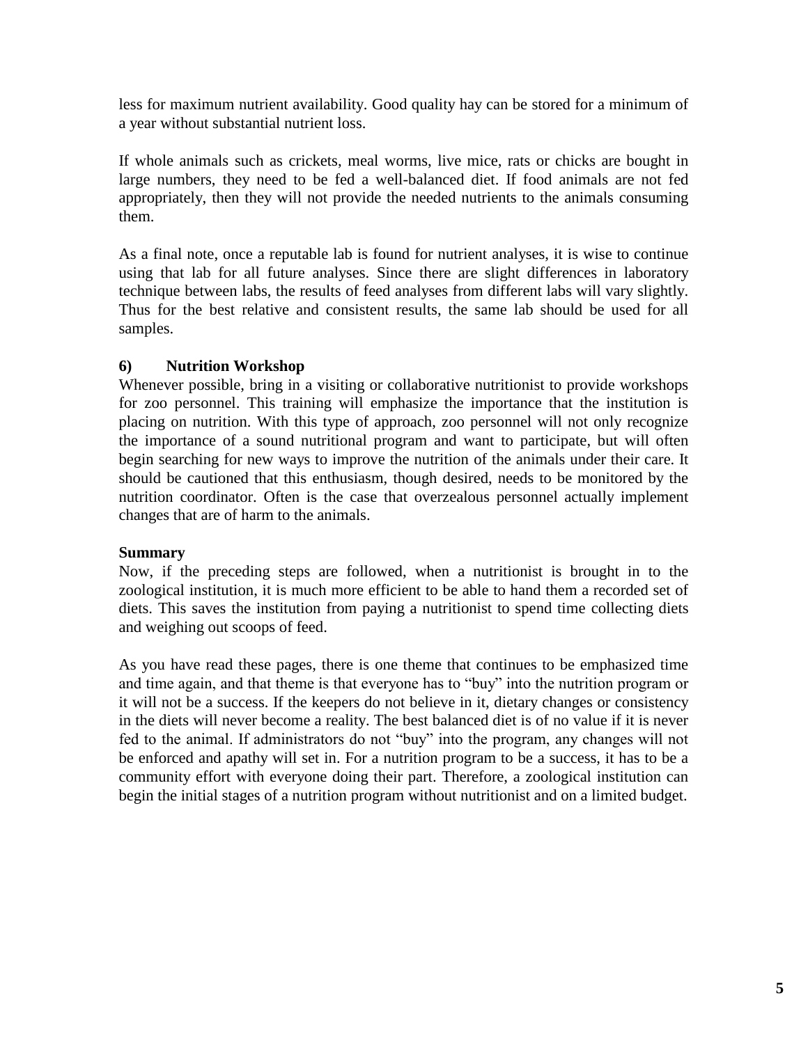less for maximum nutrient availability. Good quality hay can be stored for a minimum of a year without substantial nutrient loss.

If whole animals such as crickets, meal worms, live mice, rats or chicks are bought in large numbers, they need to be fed a well-balanced diet. If food animals are not fed appropriately, then they will not provide the needed nutrients to the animals consuming them.

As a final note, once a reputable lab is found for nutrient analyses, it is wise to continue using that lab for all future analyses. Since there are slight differences in laboratory technique between labs, the results of feed analyses from different labs will vary slightly. Thus for the best relative and consistent results, the same lab should be used for all samples.

**6) Nutrition Workshop**

Whenever possible, bring in a visiting or collaborative nutritionist to provide workshops for zoo personnel. This training will emphasize the importance that the institution is placing on nutrition. With this type of approach, zoo personnel will not only recognize the importance of a sound nutritional program and want to participate, but will often begin searching for new ways to improve the nutrition of the animals under their care. It should be cautioned that this enthusiasm, though desired, needs to be monitored by the nutrition coordinator. Often is the case that overzealous personnel actually implement changes that are of harm to the animals.

**Summary**

Now, if the preceding steps are followed, when a nutritionist is brought in to the zoological institution, it is much more efficient to be able to hand them a recorded set of diets. This saves the institution from paying a nutritionist to spend time collecting diets and weighing out scoops of feed.

As you have read these pages, there is one theme that continues to be emphasized time and time again, and that theme is that everyone has to "buy" into the nutrition program or it will not be a success. If the keepers do not believe in it, dietary changes or consistency in the diets will never become a reality. The best balanced diet is of no value if it is never fed to the animal. If administrators do not "buy" into the program, any changes will not be enforced and apathy will set in. For a nutrition program to be a success, it has to be a community effort with everyone doing their part. Therefore, a zoological institution can begin the initial stages of a nutrition program without nutritionist and on a limited budget.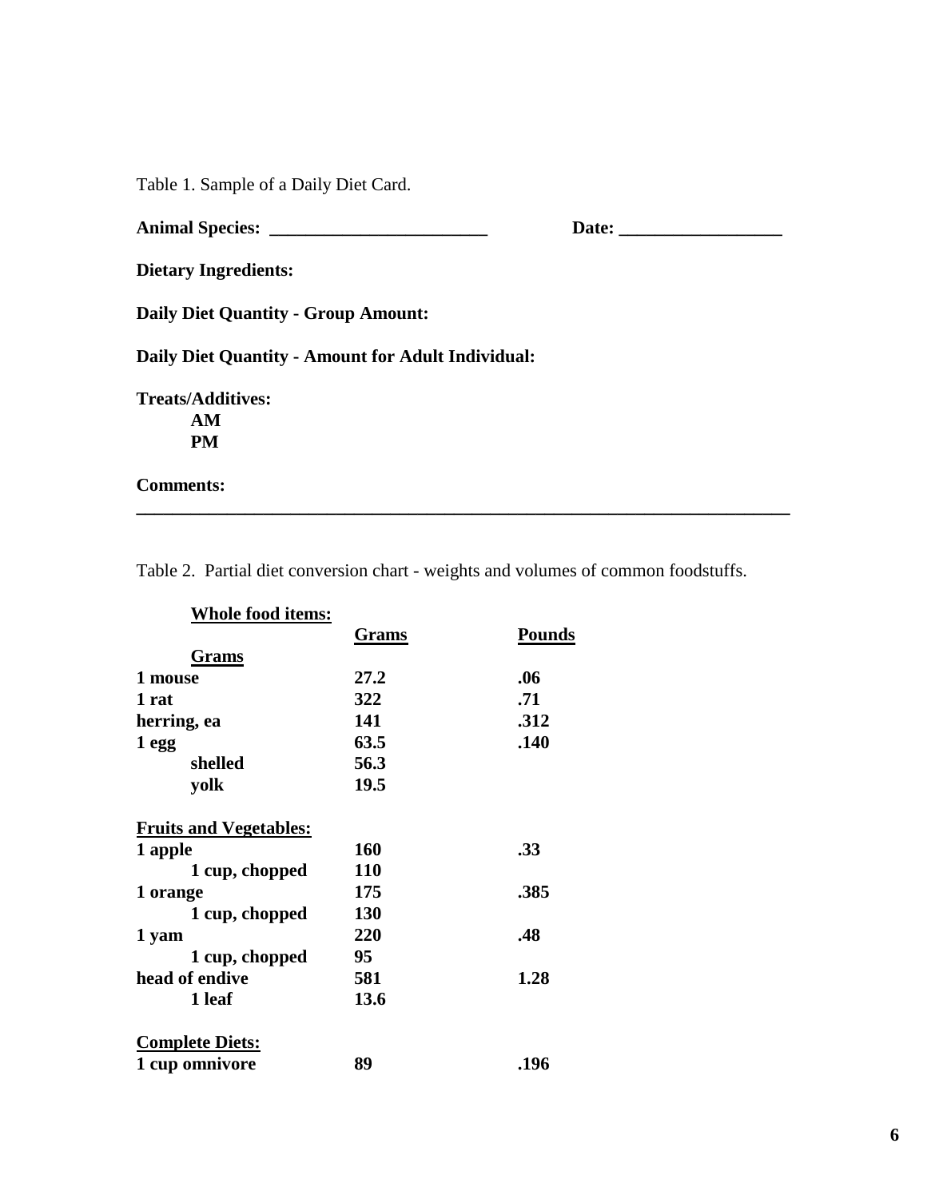Table 1. Sample of a Daily Diet Card.

**Animal Species: ________________________** **Date: __________________**

**Dietary Ingredients:**

**Daily Diet Quantity - Group Amount:**

**Daily Diet Quantity - Amount for Adult Individual:**

**Treats/Additives:**
- **AM**
- **PM**

**Comments:**

---

Table 2. Partial diet conversion chart - weights and volumes of common foodstuffs.

| **Whole food items:** | **Grams** | **Pounds** |
|---|---|---|
| **Grams** | | |
| **1 mouse** | **27.2** | **.06** |
| **1 rat** | **322** | **.71** |
| **herring, ea** | **141** | **.312** |
| **1 egg** | **63.5** | **.140** |
| **shelled** | **56.3** | |
| **yolk** | **19.5** | |
| **Fruits and Vegetables:** | | |
| **1 apple** | **160** | **.33** |
| **1 cup, chopped** | **110** | |
| **1 orange** | **175** | **.385** |
| **1 cup, chopped** | **130** | |
| **1 yam** | **220** | **.48** |
| **1 cup, chopped** | **95** | |
| **head of endive** | **581** | **1.28** |
| **1 leaf** | **13.6** | |
| **Complete Diets:** | | |
| **1 cup omnivore** | **89** | **.196** |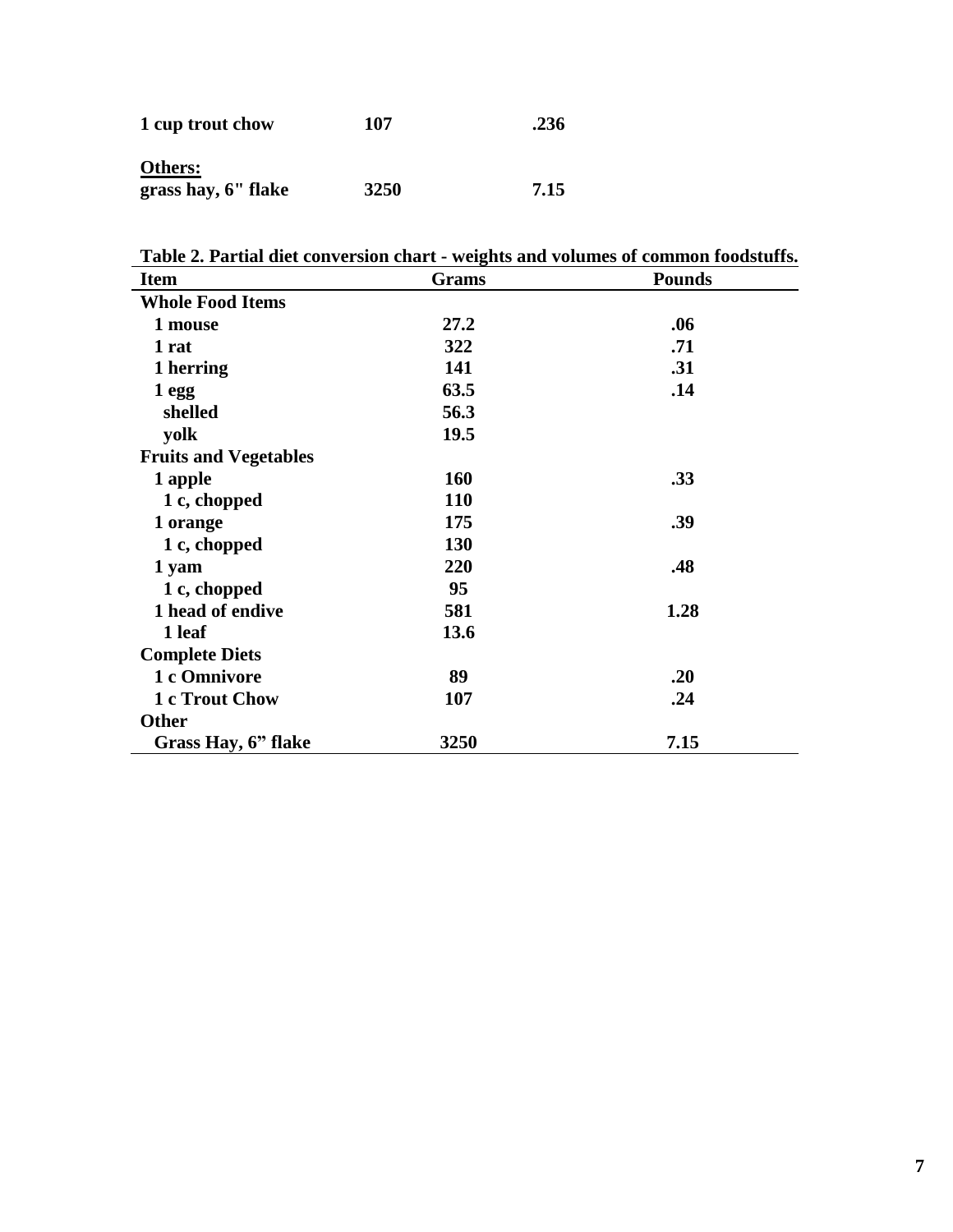| | | |
|---|---|---|
| **1 cup trout chow** | **107** | **.236** |
| **<u>Others:</u>** | | |
| **grass hay, 6" flake** | **3250** | **7.15** |

**Table 2. Partial diet conversion chart - weights and volumes of common foodstuffs.**

| Item | Grams | Pounds |
|---|---|---|
| **Whole Food Items** | | |
| 1 mouse | 27.2 | .06 |
| 1 rat | 322 | .71 |
| 1 herring | 141 | .31 |
| 1 egg | 63.5 | .14 |
| shelled | 56.3 | |
| yolk | 19.5 | |
| **Fruits and Vegetables** | | |
| 1 apple | 160 | .33 |
| 1 c, chopped | 110 | |
| 1 orange | 175 | .39 |
| 1 c, chopped | 130 | |
| 1 yam | 220 | .48 |
| 1 c, chopped | 95 | |
| 1 head of endive | 581 | 1.28 |
| 1 leaf | 13.6 | |
| **Complete Diets** | | |
| 1 c Omnivore | 89 | .20 |
| 1 c Trout Chow | 107 | .24 |
| **Other** | | |
| Grass Hay, 6" flake | 3250 | 7.15 |